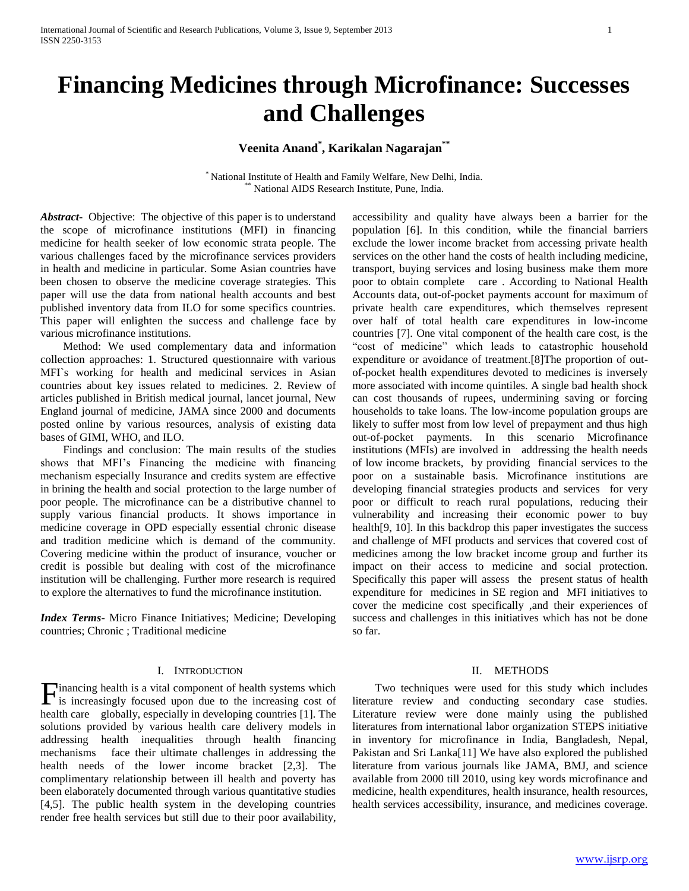# Financing Medicines through Microfinance: Successes and Challenges

**Veenita Anand[*], Karikalan Nagarajan[**]**

[*] National Institute of Health and Family Welfare, New Delhi, India.
[**] National AIDS Research Institute, Pune, India.

***Abstract-*** Objective: The objective of this paper is to understand the scope of microfinance institutions (MFI) in financing medicine for health seeker of low economic strata people. The various challenges faced by the microfinance services providers in health and medicine in particular. Some Asian countries have been chosen to observe the medicine coverage strategies. This paper will use the data from national health accounts and best published inventory data from ILO for some specifics countries. This paper will enlighten the success and challenge face by various microfinance institutions.

Method: We used complementary data and information collection approaches: 1. Structured questionnaire with various MFI`s working for health and medicinal services in Asian countries about key issues related to medicines. 2. Review of articles published in British medical journal, lancet journal, New England journal of medicine, JAMA since 2000 and documents posted online by various resources, analysis of existing data bases of GIMI, WHO, and ILO.

Findings and conclusion: The main results of the studies shows that MFI's Financing the medicine with financing mechanism especially Insurance and credits system are effective in brining the health and social protection to the large number of poor people. The microfinance can be a distributive channel to supply various financial products. It shows importance in medicine coverage in OPD especially essential chronic disease and tradition medicine which is demand of the community. Covering medicine within the product of insurance, voucher or credit is possible but dealing with cost of the microfinance institution will be challenging. Further more research is required to explore the alternatives to fund the microfinance institution.

***Index Terms***- Micro Finance Initiatives; Medicine; Developing countries; Chronic ; Traditional medicine

## I. Introduction

Financing health is a vital component of health systems which is increasingly focused upon due to the increasing cost of health care globally, especially in developing countries [1]. The solutions provided by various health care delivery models in addressing health inequalities through health financing mechanisms face their ultimate challenges in addressing the health needs of the lower income bracket [2,3]. The complimentary relationship between ill health and poverty has been elaborately documented through various quantitative studies [4,5]. The public health system in the developing countries render free health services but still due to their poor availability, accessibility and quality have always been a barrier for the population [6]. In this condition, while the financial barriers exclude the lower income bracket from accessing private health services on the other hand the costs of health including medicine, transport, buying services and losing business make them more poor to obtain complete care . According to National Health Accounts data, out-of-pocket payments account for maximum of private health care expenditures, which themselves represent over half of total health care expenditures in low-income countries [7]. One vital component of the health care cost, is the "cost of medicine" which leads to catastrophic household expenditure or avoidance of treatment.[8]The proportion of out-of-pocket health expenditures devoted to medicines is inversely more associated with income quintiles. A single bad health shock can cost thousands of rupees, undermining saving or forcing households to take loans. The low-income population groups are likely to suffer most from low level of prepayment and thus high out-of-pocket payments. In this scenario Microfinance institutions (MFIs) are involved in addressing the health needs of low income brackets, by providing financial services to the poor on a sustainable basis. Microfinance institutions are developing financial strategies products and services for very poor or difficult to reach rural populations, reducing their vulnerability and increasing their economic power to buy health[9, 10]. In this backdrop this paper investigates the success and challenge of MFI products and services that covered cost of medicines among the low bracket income group and further its impact on their access to medicine and social protection. Specifically this paper will assess the present status of health expenditure for medicines in SE region and MFI initiatives to cover the medicine cost specifically ,and their experiences of success and challenges in this initiatives which has not be done so far.

## II. Methods

Two techniques were used for this study which includes literature review and conducting secondary case studies. Literature review were done mainly using the published literatures from international labor organization STEPS initiative in inventory for microfinance in India, Bangladesh, Nepal, Pakistan and Sri Lanka[11] We have also explored the published literature from various journals like JAMA, BMJ, and science available from 2000 till 2010, using key words microfinance and medicine, health expenditures, health insurance, health resources, health services accessibility, insurance, and medicines coverage.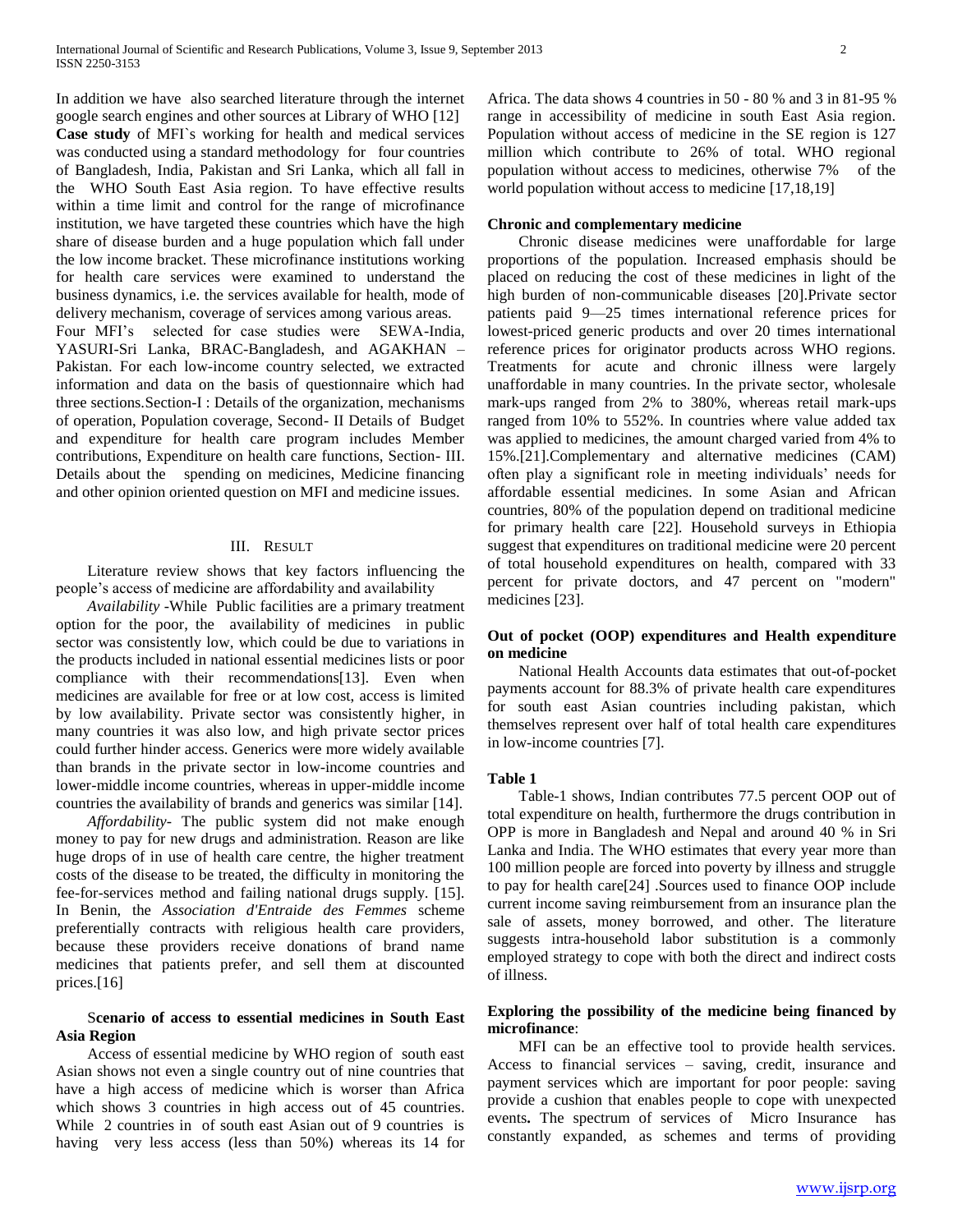In addition we have also searched literature through the internet google search engines and other sources at Library of WHO [12]

**Case study** of MFI`s working for health and medical services was conducted using a standard methodology for four countries of Bangladesh, India, Pakistan and Sri Lanka, which all fall in the WHO South East Asia region. To have effective results within a time limit and control for the range of microfinance institution, we have targeted these countries which have the high share of disease burden and a huge population which fall under the low income bracket. These microfinance institutions working for health care services were examined to understand the business dynamics, i.e. the services available for health, mode of delivery mechanism, coverage of services among various areas.

Four MFI's selected for case studies were SEWA-India, YASURI-Sri Lanka, BRAC-Bangladesh, and AGAKHAN – Pakistan. For each low-income country selected, we extracted information and data on the basis of questionnaire which had three sections.Section-I : Details of the organization, mechanisms of operation, Population coverage, Second- II Details of Budget and expenditure for health care program includes Member contributions, Expenditure on health care functions, Section- III. Details about the spending on medicines, Medicine financing and other opinion oriented question on MFI and medicine issues.

## III. Result

Literature review shows that key factors influencing the people's access of medicine are affordability and availability

*Availability* -While Public facilities are a primary treatment option for the poor, the availability of medicines in public sector was consistently low, which could be due to variations in the products included in national essential medicines lists or poor compliance with their recommendations[13]. Even when medicines are available for free or at low cost, access is limited by low availability. Private sector was consistently higher, in many countries it was also low, and high private sector prices could further hinder access. Generics were more widely available than brands in the private sector in low-income countries and lower-middle income countries, whereas in upper-middle income countries the availability of brands and generics was similar [14].

*Affordability*- The public system did not make enough money to pay for new drugs and administration. Reason are like huge drops of in use of health care centre, the higher treatment costs of the disease to be treated, the difficulty in monitoring the fee-for-services method and failing national drugs supply. [15]. In Benin, the *Association d'Entraide des Femmes* scheme preferentially contracts with religious health care providers, because these providers receive donations of brand name medicines that patients prefer, and sell them at discounted prices.[16]

### Scenario of access to essential medicines in South East Asia Region

Access of essential medicine by WHO region of south east Asian shows not even a single country out of nine countries that have a high access of medicine which is worser than Africa which shows 3 countries in high access out of 45 countries. While 2 countries in of south east Asian out of 9 countries is having very less access (less than 50%) whereas its 14 for Africa. The data shows 4 countries in 50 - 80 % and 3 in 81-95 % range in accessibility of medicine in south East Asia region. Population without access of medicine in the SE region is 127 million which contribute to 26% of total. WHO regional population without access to medicines, otherwise 7% of the world population without access to medicine [17,18,19]

### Chronic and complementary medicine

Chronic disease medicines were unaffordable for large proportions of the population. Increased emphasis should be placed on reducing the cost of these medicines in light of the high burden of non-communicable diseases [20].Private sector patients paid 9—25 times international reference prices for lowest-priced generic products and over 20 times international reference prices for originator products across WHO regions. Treatments for acute and chronic illness were largely unaffordable in many countries. In the private sector, wholesale mark-ups ranged from 2% to 380%, whereas retail mark-ups ranged from 10% to 552%. In countries where value added tax was applied to medicines, the amount charged varied from 4% to 15%.[21].Complementary and alternative medicines (CAM) often play a significant role in meeting individuals' needs for affordable essential medicines. In some Asian and African countries, 80% of the population depend on traditional medicine for primary health care [22]. Household surveys in Ethiopia suggest that expenditures on traditional medicine were 20 percent of total household expenditures on health, compared with 33 percent for private doctors, and 47 percent on "modern" medicines [23].

### Out of pocket (OOP) expenditures and Health expenditure on medicine

National Health Accounts data estimates that out-of-pocket payments account for 88.3% of private health care expenditures for south east Asian countries including pakistan, which themselves represent over half of total health care expenditures in low-income countries [7].

### Table 1

Table-1 shows, Indian contributes 77.5 percent OOP out of total expenditure on health, furthermore the drugs contribution in OPP is more in Bangladesh and Nepal and around 40 % in Sri Lanka and India. The WHO estimates that every year more than 100 million people are forced into poverty by illness and struggle to pay for health care[24] .Sources used to finance OOP include current income saving reimbursement from an insurance plan the sale of assets, money borrowed, and other. The literature suggests intra-household labor substitution is a commonly employed strategy to cope with both the direct and indirect costs of illness.

### Exploring the possibility of the medicine being financed by microfinance:

MFI can be an effective tool to provide health services. Access to financial services – saving, credit, insurance and payment services which are important for poor people: saving provide a cushion that enables people to cope with unexpected events**.** The spectrum of services of Micro Insurance has constantly expanded, as schemes and terms of providing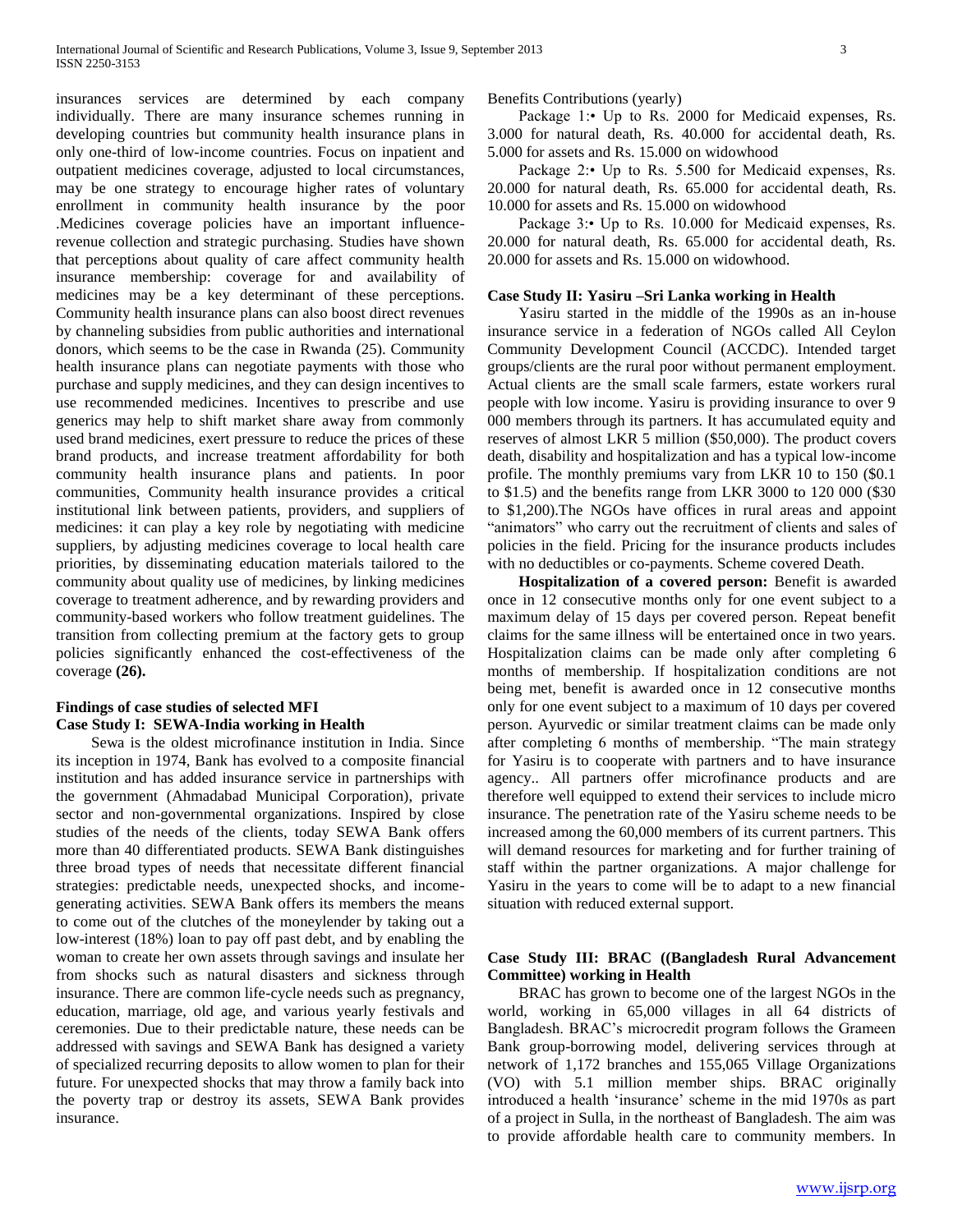insurances services are determined by each company individually. There are many insurance schemes running in developing countries but community health insurance plans in only one-third of low-income countries. Focus on inpatient and outpatient medicines coverage, adjusted to local circumstances, may be one strategy to encourage higher rates of voluntary enrollment in community health insurance by the poor .Medicines coverage policies have an important influence-revenue collection and strategic purchasing. Studies have shown that perceptions about quality of care affect community health insurance membership: coverage for and availability of medicines may be a key determinant of these perceptions. Community health insurance plans can also boost direct revenues by channeling subsidies from public authorities and international donors, which seems to be the case in Rwanda (25). Community health insurance plans can negotiate payments with those who purchase and supply medicines, and they can design incentives to use recommended medicines. Incentives to prescribe and use generics may help to shift market share away from commonly used brand medicines, exert pressure to reduce the prices of these brand products, and increase treatment affordability for both community health insurance plans and patients. In poor communities, Community health insurance provides a critical institutional link between patients, providers, and suppliers of medicines: it can play a key role by negotiating with medicine suppliers, by adjusting medicines coverage to local health care priorities, by disseminating education materials tailored to the community about quality use of medicines, by linking medicines coverage to treatment adherence, and by rewarding providers and community-based workers who follow treatment guidelines. The transition from collecting premium at the factory gets to group policies significantly enhanced the cost-effectiveness of the coverage **(26).**

### Findings of case studies of selected MFI

### Case Study I: SEWA-India working in Health

Sewa is the oldest microfinance institution in India. Since its inception in 1974, Bank has evolved to a composite financial institution and has added insurance service in partnerships with the government (Ahmadabad Municipal Corporation), private sector and non-governmental organizations. Inspired by close studies of the needs of the clients, today SEWA Bank offers more than 40 differentiated products. SEWA Bank distinguishes three broad types of needs that necessitate different financial strategies: predictable needs, unexpected shocks, and income-generating activities. SEWA Bank offers its members the means to come out of the clutches of the moneylender by taking out a low-interest (18%) loan to pay off past debt, and by enabling the woman to create her own assets through savings and insulate her from shocks such as natural disasters and sickness through insurance. There are common life-cycle needs such as pregnancy, education, marriage, old age, and various yearly festivals and ceremonies. Due to their predictable nature, these needs can be addressed with savings and SEWA Bank has designed a variety of specialized recurring deposits to allow women to plan for their future. For unexpected shocks that may throw a family back into the poverty trap or destroy its assets, SEWA Bank provides insurance.

Benefits Contributions (yearly)

Package 1:• Up to Rs. 2000 for Medicaid expenses, Rs. 3.000 for natural death, Rs. 40.000 for accidental death, Rs. 5.000 for assets and Rs. 15.000 on widowhood

Package 2:• Up to Rs. 5.500 for Medicaid expenses, Rs. 20.000 for natural death, Rs. 65.000 for accidental death, Rs. 10.000 for assets and Rs. 15.000 on widowhood

Package 3:• Up to Rs. 10.000 for Medicaid expenses, Rs. 20.000 for natural death, Rs. 65.000 for accidental death, Rs. 20.000 for assets and Rs. 15.000 on widowhood.

### Case Study II: Yasiru –Sri Lanka working in Health

Yasiru started in the middle of the 1990s as an in-house insurance service in a federation of NGOs called All Ceylon Community Development Council (ACCDC). Intended target groups/clients are the rural poor without permanent employment. Actual clients are the small scale farmers, estate workers rural people with low income. Yasiru is providing insurance to over 9 000 members through its partners. It has accumulated equity and reserves of almost LKR 5 million ($50,000). The product covers death, disability and hospitalization and has a typical low-income profile. The monthly premiums vary from LKR 10 to 150 ($0.1 to $1.5) and the benefits range from LKR 3000 to 120 000 ($30 to $1,200).The NGOs have offices in rural areas and appoint "animators" who carry out the recruitment of clients and sales of policies in the field. Pricing for the insurance products includes with no deductibles or co-payments. Scheme covered Death.

**Hospitalization of a covered person:** Benefit is awarded once in 12 consecutive months only for one event subject to a maximum delay of 15 days per covered person. Repeat benefit claims for the same illness will be entertained once in two years. Hospitalization claims can be made only after completing 6 months of membership. If hospitalization conditions are not being met, benefit is awarded once in 12 consecutive months only for one event subject to a maximum of 10 days per covered person. Ayurvedic or similar treatment claims can be made only after completing 6 months of membership. "The main strategy for Yasiru is to cooperate with partners and to have insurance agency.. All partners offer microfinance products and are therefore well equipped to extend their services to include micro insurance. The penetration rate of the Yasiru scheme needs to be increased among the 60,000 members of its current partners. This will demand resources for marketing and for further training of staff within the partner organizations. A major challenge for Yasiru in the years to come will be to adapt to a new financial situation with reduced external support.

### Case Study III: BRAC ((Bangladesh Rural Advancement Committee) working in Health

BRAC has grown to become one of the largest NGOs in the world, working in 65,000 villages in all 64 districts of Bangladesh. BRAC's microcredit program follows the Grameen Bank group-borrowing model, delivering services through at network of 1,172 branches and 155,065 Village Organizations (VO) with 5.1 million member ships. BRAC originally introduced a health 'insurance' scheme in the mid 1970s as part of a project in Sulla, in the northeast of Bangladesh. The aim was to provide affordable health care to community members. In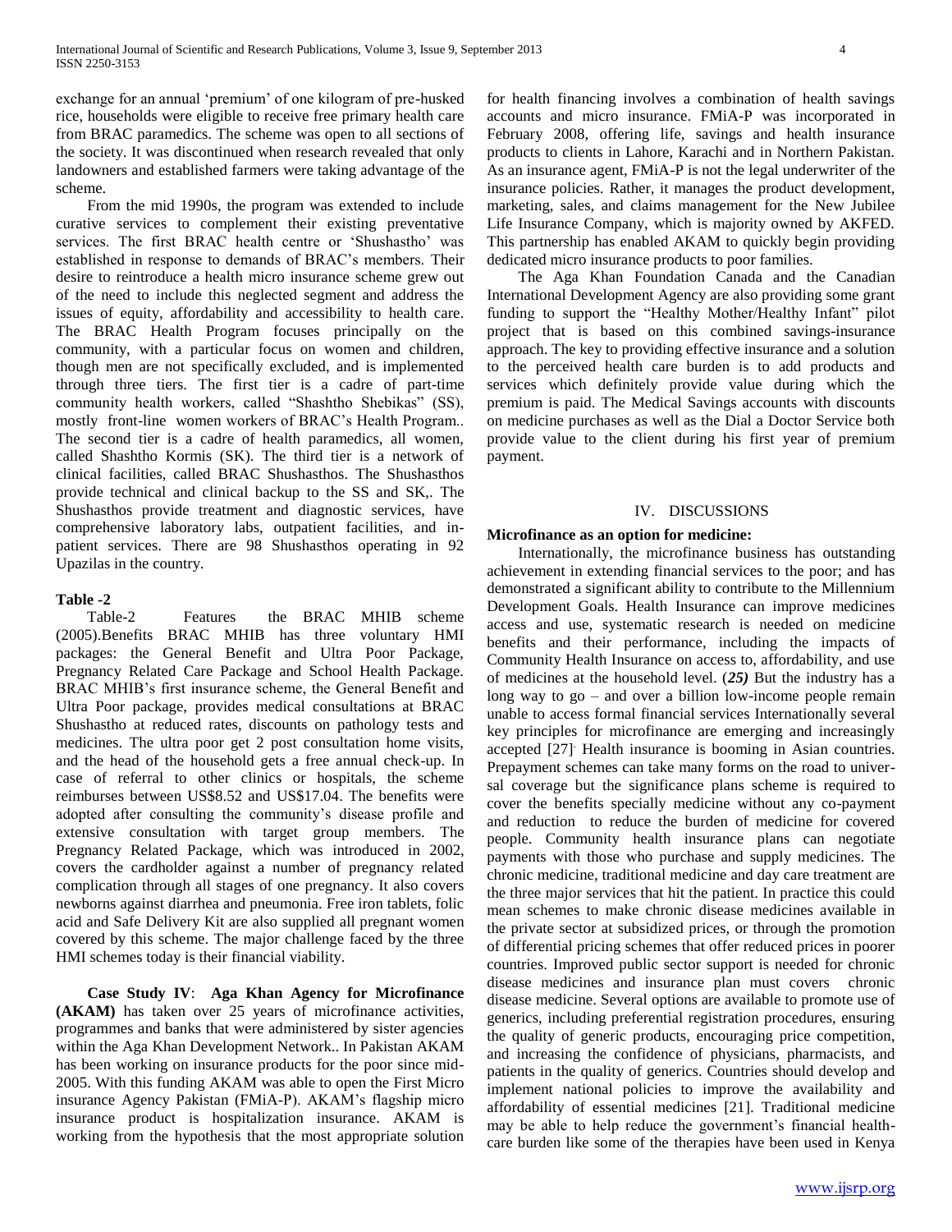exchange for an annual 'premium' of one kilogram of pre-husked rice, households were eligible to receive free primary health care from BRAC paramedics. The scheme was open to all sections of the society. It was discontinued when research revealed that only landowners and established farmers were taking advantage of the scheme.

From the mid 1990s, the program was extended to include curative services to complement their existing preventative services. The first BRAC health centre or 'Shushastho' was established in response to demands of BRAC's members. Their desire to reintroduce a health micro insurance scheme grew out of the need to include this neglected segment and address the issues of equity, affordability and accessibility to health care. The BRAC Health Program focuses principally on the community, with a particular focus on women and children, though men are not specifically excluded, and is implemented through three tiers. The first tier is a cadre of part-time community health workers, called "Shashtho Shebikas" (SS), mostly front-line women workers of BRAC's Health Program.. The second tier is a cadre of health paramedics, all women, called Shashtho Kormis (SK). The third tier is a network of clinical facilities, called BRAC Shushasthos. The Shushasthos provide technical and clinical backup to the SS and SK,. The Shushasthos provide treatment and diagnostic services, have comprehensive laboratory labs, outpatient facilities, and in-patient services. There are 98 Shushasthos operating in 92 Upazilas in the country.

**Table -2**

Table-2 Features the BRAC MHIB scheme (2005).Benefits BRAC MHIB has three voluntary HMI packages: the General Benefit and Ultra Poor Package, Pregnancy Related Care Package and School Health Package. BRAC MHIB's first insurance scheme, the General Benefit and Ultra Poor package, provides medical consultations at BRAC Shushastho at reduced rates, discounts on pathology tests and medicines. The ultra poor get 2 post consultation home visits, and the head of the household gets a free annual check-up. In case of referral to other clinics or hospitals, the scheme reimburses between US$8.52 and US$17.04. The benefits were adopted after consulting the community's disease profile and extensive consultation with target group members. The Pregnancy Related Package, which was introduced in 2002, covers the cardholder against a number of pregnancy related complication through all stages of one pregnancy. It also covers newborns against diarrhea and pneumonia. Free iron tablets, folic acid and Safe Delivery Kit are also supplied all pregnant women covered by this scheme. The major challenge faced by the three HMI schemes today is their financial viability.

**Case Study IV**: **Aga Khan Agency for Microfinance (AKAM)** has taken over 25 years of microfinance activities, programmes and banks that were administered by sister agencies within the Aga Khan Development Network.. In Pakistan AKAM has been working on insurance products for the poor since mid-2005. With this funding AKAM was able to open the First Micro insurance Agency Pakistan (FMiA-P). AKAM's flagship micro insurance product is hospitalization insurance. AKAM is working from the hypothesis that the most appropriate solution for health financing involves a combination of health savings accounts and micro insurance. FMiA-P was incorporated in February 2008, offering life, savings and health insurance products to clients in Lahore, Karachi and in Northern Pakistan. As an insurance agent, FMiA-P is not the legal underwriter of the insurance policies. Rather, it manages the product development, marketing, sales, and claims management for the New Jubilee Life Insurance Company, which is majority owned by AKFED. This partnership has enabled AKAM to quickly begin providing dedicated micro insurance products to poor families.

The Aga Khan Foundation Canada and the Canadian International Development Agency are also providing some grant funding to support the "Healthy Mother/Healthy Infant" pilot project that is based on this combined savings-insurance approach. The key to providing effective insurance and a solution to the perceived health care burden is to add products and services which definitely provide value during which the premium is paid. The Medical Savings accounts with discounts on medicine purchases as well as the Dial a Doctor Service both provide value to the client during his first year of premium payment.

## IV. DISCUSSIONS

**Microfinance as an option for medicine:**

Internationally, the microfinance business has outstanding achievement in extending financial services to the poor; and has demonstrated a significant ability to contribute to the Millennium Development Goals. Health Insurance can improve medicines access and use, systematic research is needed on medicine benefits and their performance, including the impacts of Community Health Insurance on access to, affordability, and use of medicines at the household level. (***25)*** But the industry has a long way to go – and over a billion low-income people remain unable to access formal financial services Internationally several key principles for microfinance are emerging and increasingly accepted [27]. Health insurance is booming in Asian countries. Prepayment schemes can take many forms on the road to universal coverage but the significance plans scheme is required to cover the benefits specially medicine without any co-payment and reduction to reduce the burden of medicine for covered people. Community health insurance plans can negotiate payments with those who purchase and supply medicines. The chronic medicine, traditional medicine and day care treatment are the three major services that hit the patient. In practice this could mean schemes to make chronic disease medicines available in the private sector at subsidized prices, or through the promotion of differential pricing schemes that offer reduced prices in poorer countries. Improved public sector support is needed for chronic disease medicines and insurance plan must covers chronic disease medicine. Several options are available to promote use of generics, including preferential registration procedures, ensuring the quality of generic products, encouraging price competition, and increasing the confidence of physicians, pharmacists, and patients in the quality of generics. Countries should develop and implement national policies to improve the availability and affordability of essential medicines [21]. Traditional medicine may be able to help reduce the government's financial health-care burden like some of the therapies have been used in Kenya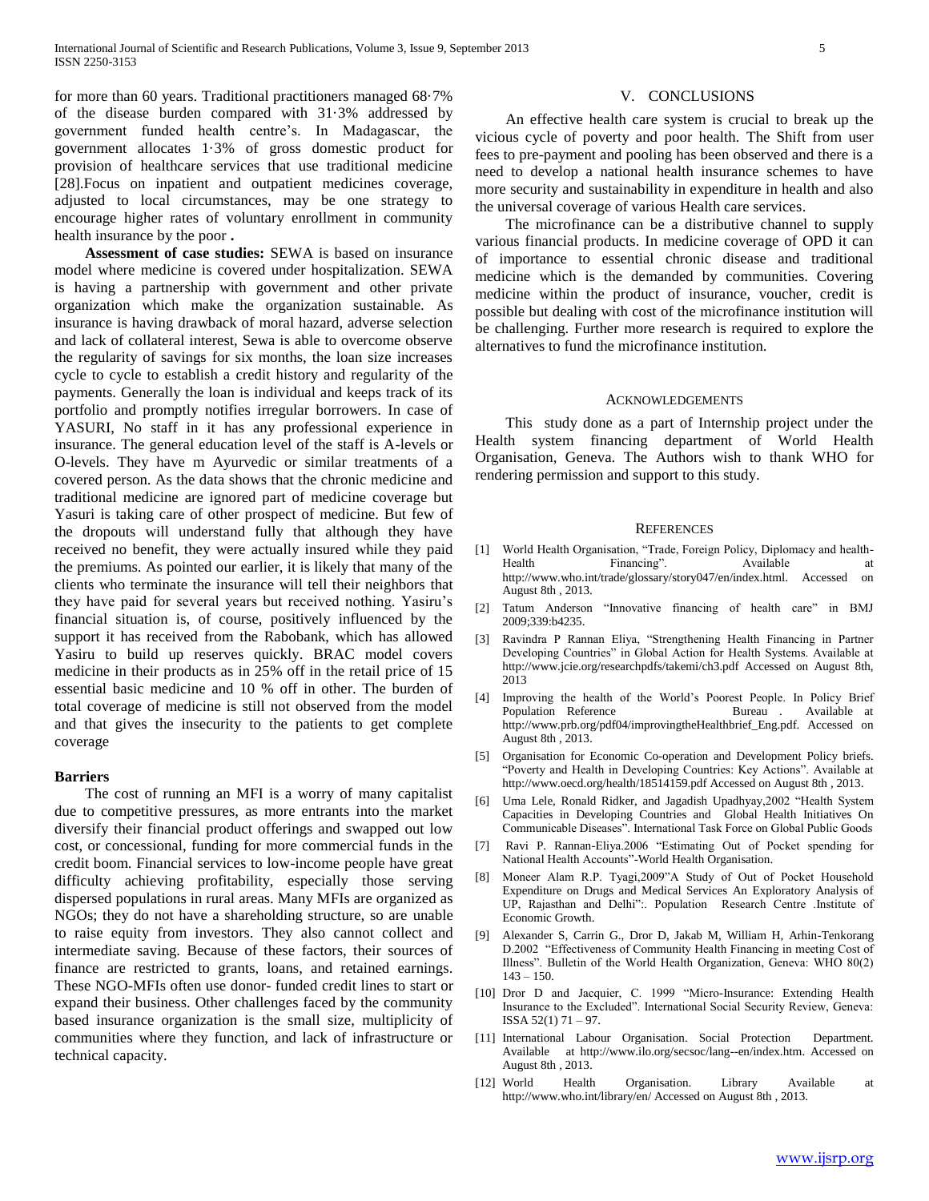for more than 60 years. Traditional practitioners managed 68·7% of the disease burden compared with 31·3% addressed by government funded health centre's. In Madagascar, the government allocates 1·3% of gross domestic product for provision of healthcare services that use traditional medicine [28].Focus on inpatient and outpatient medicines coverage, adjusted to local circumstances, may be one strategy to encourage higher rates of voluntary enrollment in community health insurance by the poor **.**

**Assessment of case studies:** SEWA is based on insurance model where medicine is covered under hospitalization. SEWA is having a partnership with government and other private organization which make the organization sustainable. As insurance is having drawback of moral hazard, adverse selection and lack of collateral interest, Sewa is able to overcome observe the regularity of savings for six months, the loan size increases cycle to cycle to establish a credit history and regularity of the payments. Generally the loan is individual and keeps track of its portfolio and promptly notifies irregular borrowers. In case of YASURI, No staff in it has any professional experience in insurance. The general education level of the staff is A-levels or O-levels. They have m Ayurvedic or similar treatments of a covered person. As the data shows that the chronic medicine and traditional medicine are ignored part of medicine coverage but Yasuri is taking care of other prospect of medicine. But few of the dropouts will understand fully that although they have received no benefit, they were actually insured while they paid the premiums. As pointed our earlier, it is likely that many of the clients who terminate the insurance will tell their neighbors that they have paid for several years but received nothing. Yasiru's financial situation is, of course, positively influenced by the support it has received from the Rabobank, which has allowed Yasiru to build up reserves quickly. BRAC model covers medicine in their products as in 25% off in the retail price of 15 essential basic medicine and 10 % off in other. The burden of total coverage of medicine is still not observed from the model and that gives the insecurity to the patients to get complete coverage

### Barriers

The cost of running an MFI is a worry of many capitalist due to competitive pressures, as more entrants into the market diversify their financial product offerings and swapped out low cost, or concessional, funding for more commercial funds in the credit boom. Financial services to low-income people have great difficulty achieving profitability, especially those serving dispersed populations in rural areas. Many MFIs are organized as NGOs; they do not have a shareholding structure, so are unable to raise equity from investors. They also cannot collect and intermediate saving. Because of these factors, their sources of finance are restricted to grants, loans, and retained earnings. These NGO-MFIs often use donor- funded credit lines to start or expand their business. Other challenges faced by the community based insurance organization is the small size, multiplicity of communities where they function, and lack of infrastructure or technical capacity.

## V. Conclusions

An effective health care system is crucial to break up the vicious cycle of poverty and poor health. The Shift from user fees to pre-payment and pooling has been observed and there is a need to develop a national health insurance schemes to have more security and sustainability in expenditure in health and also the universal coverage of various Health care services.

The microfinance can be a distributive channel to supply various financial products. In medicine coverage of OPD it can of importance to essential chronic disease and traditional medicine which is the demanded by communities. Covering medicine within the product of insurance, voucher, credit is possible but dealing with cost of the microfinance institution will be challenging. Further more research is required to explore the alternatives to fund the microfinance institution.

## Acknowledgements

This study done as a part of Internship project under the Health system financing department of World Health Organisation, Geneva. The Authors wish to thank WHO for rendering permission and support to this study.

## References

[1] World Health Organisation, "Trade, Foreign Policy, Diplomacy and health- Health Financing". Available at http://www.who.int/trade/glossary/story047/en/index.html. Accessed on August 8th , 2013.

[2] Tatum Anderson "Innovative financing of health care" in BMJ 2009;339:b4235.

[3] Ravindra P Rannan Eliya, "Strengthening Health Financing in Partner Developing Countries" in Global Action for Health Systems. Available at http://www.jcie.org/researchpdfs/takemi/ch3.pdf Accessed on August 8th, 2013

[4] Improving the health of the World's Poorest People. In Policy Brief Population Reference Bureau . Available at http://www.prb.org/pdf04/improvingtheHealthbrief_Eng.pdf. Accessed on August 8th , 2013.

[5] Organisation for Economic Co-operation and Development Policy briefs. "Poverty and Health in Developing Countries: Key Actions". Available at http://www.oecd.org/health/18514159.pdf Accessed on August 8th , 2013.

[6] Uma Lele, Ronald Ridker, and Jagadish Upadhyay,2002 "Health System Capacities in Developing Countries and Global Health Initiatives On Communicable Diseases". International Task Force on Global Public Goods

[7] Ravi P. Rannan-Eliya.2006 "Estimating Out of Pocket spending for National Health Accounts"-World Health Organisation.

[8] Moneer Alam R.P. Tyagi,2009"A Study of Out of Pocket Household Expenditure on Drugs and Medical Services An Exploratory Analysis of UP, Rajasthan and Delhi":. Population Research Centre .Institute of Economic Growth.

[9] Alexander S, Carrin G., Dror D, Jakab M, William H, Arhin-Tenkorang D.2002 "Effectiveness of Community Health Financing in meeting Cost of Illness". Bulletin of the World Health Organization, Geneva: WHO 80(2) 143 – 150.

[10] Dror D and Jacquier, C. 1999 "Micro-Insurance: Extending Health Insurance to the Excluded". International Social Security Review, Geneva: ISSA 52(1) 71 – 97.

[11] International Labour Organisation. Social Protection Department. Available at http://www.ilo.org/secsoc/lang--en/index.htm. Accessed on August 8th , 2013.

[12] World Health Organisation. Library Available at http://www.who.int/library/en/ Accessed on August 8th , 2013.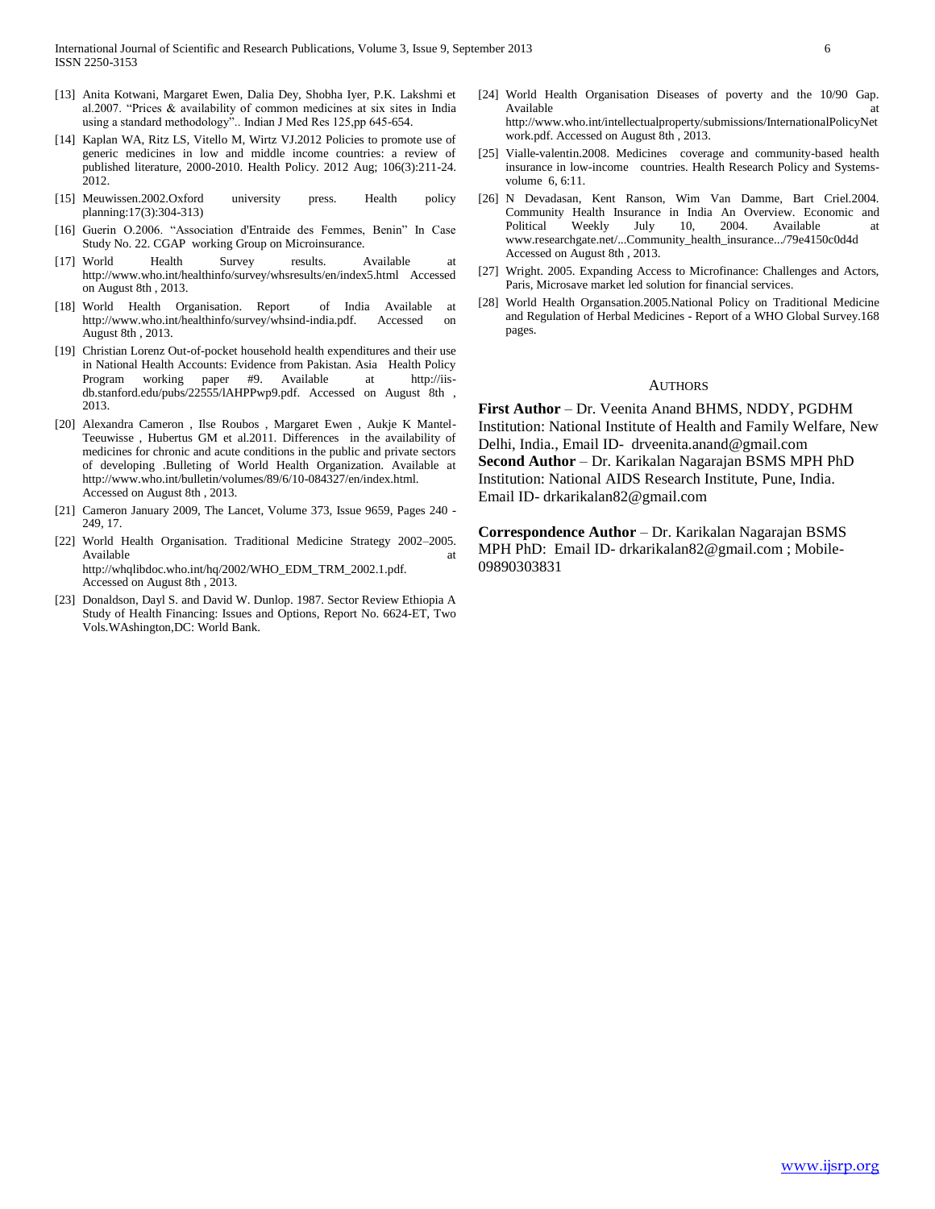[13] Anita Kotwani, Margaret Ewen, Dalia Dey, Shobha Iyer, P.K. Lakshmi et al.2007. "Prices & availability of common medicines at six sites in India using a standard methodology".. Indian J Med Res 125,pp 645-654.

[14] Kaplan WA, Ritz LS, Vitello M, Wirtz VJ.2012 Policies to promote use of generic medicines in low and middle income countries: a review of published literature, 2000-2010. Health Policy. 2012 Aug; 106(3):211-24. 2012.

[15] Meuwissen.2002.Oxford university press. Health policy planning:17(3):304-313)

[16] Guerin O.2006. "Association d'Entraide des Femmes, Benin" In Case Study No. 22. CGAP working Group on Microinsurance.

[17] World Health Survey results. Available at http://www.who.int/healthinfo/survey/whsresults/en/index5.html Accessed on August 8th , 2013.

[18] World Health Organisation. Report of India Available at http://www.who.int/healthinfo/survey/whsind-india.pdf. Accessed on August 8th , 2013.

[19] Christian Lorenz Out-of-pocket household health expenditures and their use in National Health Accounts: Evidence from Pakistan. Asia Health Policy Program working paper #9. Available at http://iis-db.stanford.edu/pubs/22555/lAHPPwp9.pdf. Accessed on August 8th , 2013.

[20] Alexandra Cameron , Ilse Roubos , Margaret Ewen , Aukje K Mantel-Teeuwisse , Hubertus GM et al.2011. Differences in the availability of medicines for chronic and acute conditions in the public and private sectors of developing .Bulleting of World Health Organization. Available at http://www.who.int/bulletin/volumes/89/6/10-084327/en/index.html. Accessed on August 8th , 2013.

[21] Cameron January 2009, The Lancet, Volume 373, Issue 9659, Pages 240 - 249, 17.

[22] World Health Organisation. Traditional Medicine Strategy 2002–2005. Available at http://whqlibdoc.who.int/hq/2002/WHO_EDM_TRM_2002.1.pdf. Accessed on August 8th , 2013.

[23] Donaldson, Dayl S. and David W. Dunlop. 1987. Sector Review Ethiopia A Study of Health Financing: Issues and Options, Report No. 6624-ET, Two Vols.WAshington,DC: World Bank.

[24] World Health Organisation Diseases of poverty and the 10/90 Gap. Available at http://www.who.int/intellectualproperty/submissions/InternationalPolicyNetwork.pdf. Accessed on August 8th , 2013.

[25] Vialle-valentin.2008. Medicines coverage and community-based health insurance in low-income countries. Health Research Policy and Systems- volume 6, 6:11.

[26] N Devadasan, Kent Ranson, Wim Van Damme, Bart Criel.2004. Community Health Insurance in India An Overview. Economic and Political Weekly July 10, 2004. Available at www.researchgate.net/...Community_health_insurance.../79e4150c0d4d Accessed on August 8th , 2013.

[27] Wright. 2005. Expanding Access to Microfinance: Challenges and Actors, Paris, Microsave market led solution for financial services.

[28] World Health Organsation.2005.National Policy on Traditional Medicine and Regulation of Herbal Medicines - Report of a WHO Global Survey.168 pages.

## Authors

**First Author** – Dr. Veenita Anand BHMS, NDDY, PGDHM Institution: National Institute of Health and Family Welfare, New Delhi, India., Email ID- drveenita.anand@gmail.com
**Second Author** – Dr. Karikalan Nagarajan BSMS MPH PhD Institution: National AIDS Research Institute, Pune, India. Email ID- drkarikalan82@gmail.com

**Correspondence Author** – Dr. Karikalan Nagarajan BSMS MPH PhD: Email ID- drkarikalan82@gmail.com ; Mobile- 09890303831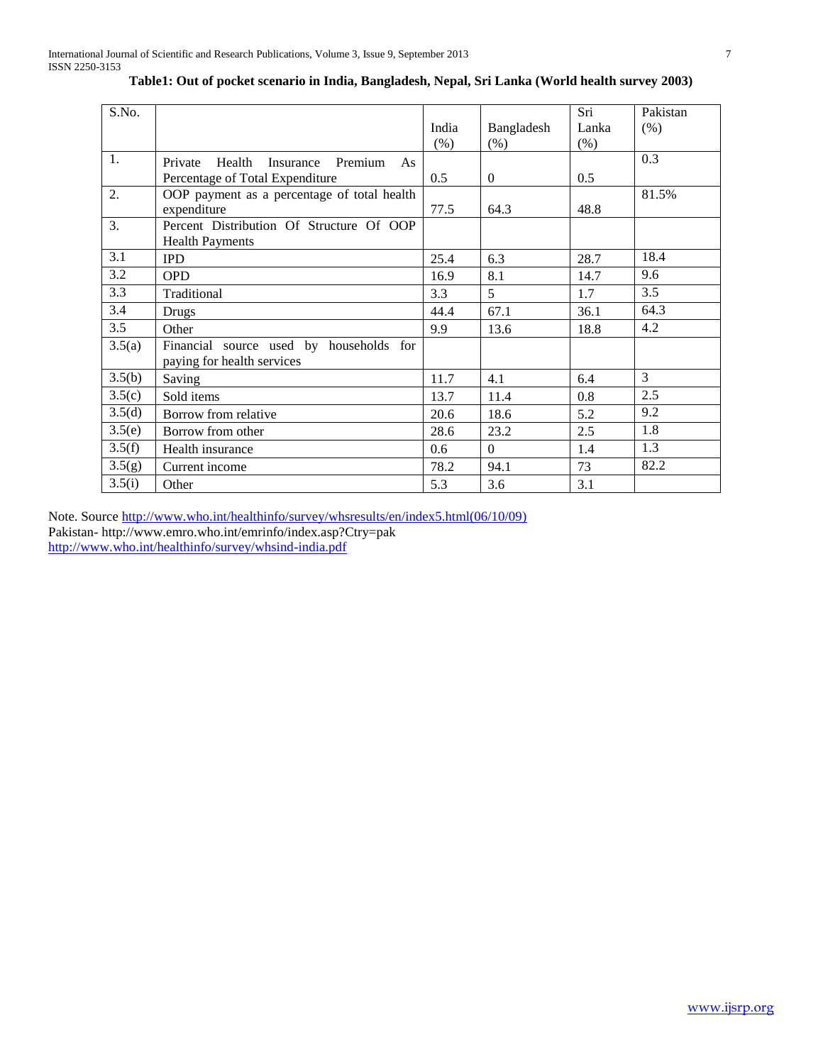**Table1: Out of pocket scenario in India, Bangladesh, Nepal, Sri Lanka (World health survey 2003)**

| S.No. | | India (%) | Bangladesh (%) | Sri Lanka (%) | Pakistan (%) |
|---|---|---|---|---|---|
| 1. | Private Health Insurance Premium As Percentage of Total Expenditure | 0.5 | 0 | 0.5 | 0.3 |
| 2. | OOP payment as a percentage of total health expenditure | 77.5 | 64.3 | 48.8 | 81.5% |
| 3. | Percent Distribution Of Structure Of OOP Health Payments | | | | |
| 3.1 | IPD | 25.4 | 6.3 | 28.7 | 18.4 |
| 3.2 | OPD | 16.9 | 8.1 | 14.7 | 9.6 |
| 3.3 | Traditional | 3.3 | 5 | 1.7 | 3.5 |
| 3.4 | Drugs | 44.4 | 67.1 | 36.1 | 64.3 |
| 3.5 | Other | 9.9 | 13.6 | 18.8 | 4.2 |
| 3.5(a) | Financial source used by households for paying for health services | | | | |
| 3.5(b) | Saving | 11.7 | 4.1 | 6.4 | 3 |
| 3.5(c) | Sold items | 13.7 | 11.4 | 0.8 | 2.5 |
| 3.5(d) | Borrow from relative | 20.6 | 18.6 | 5.2 | 9.2 |
| 3.5(e) | Borrow from other | 28.6 | 23.2 | 2.5 | 1.8 |
| 3.5(f) | Health insurance | 0.6 | 0 | 1.4 | 1.3 |
| 3.5(g) | Current income | 78.2 | 94.1 | 73 | 82.2 |
| 3.5(i) | Other | 5.3 | 3.6 | 3.1 | |

Note. Source http://www.who.int/healthinfo/survey/whsresults/en/index5.html(06/10/09)
Pakistan- http://www.emro.who.int/emrinfo/index.asp?Ctry=pak
http://www.who.int/healthinfo/survey/whsind-india.pdf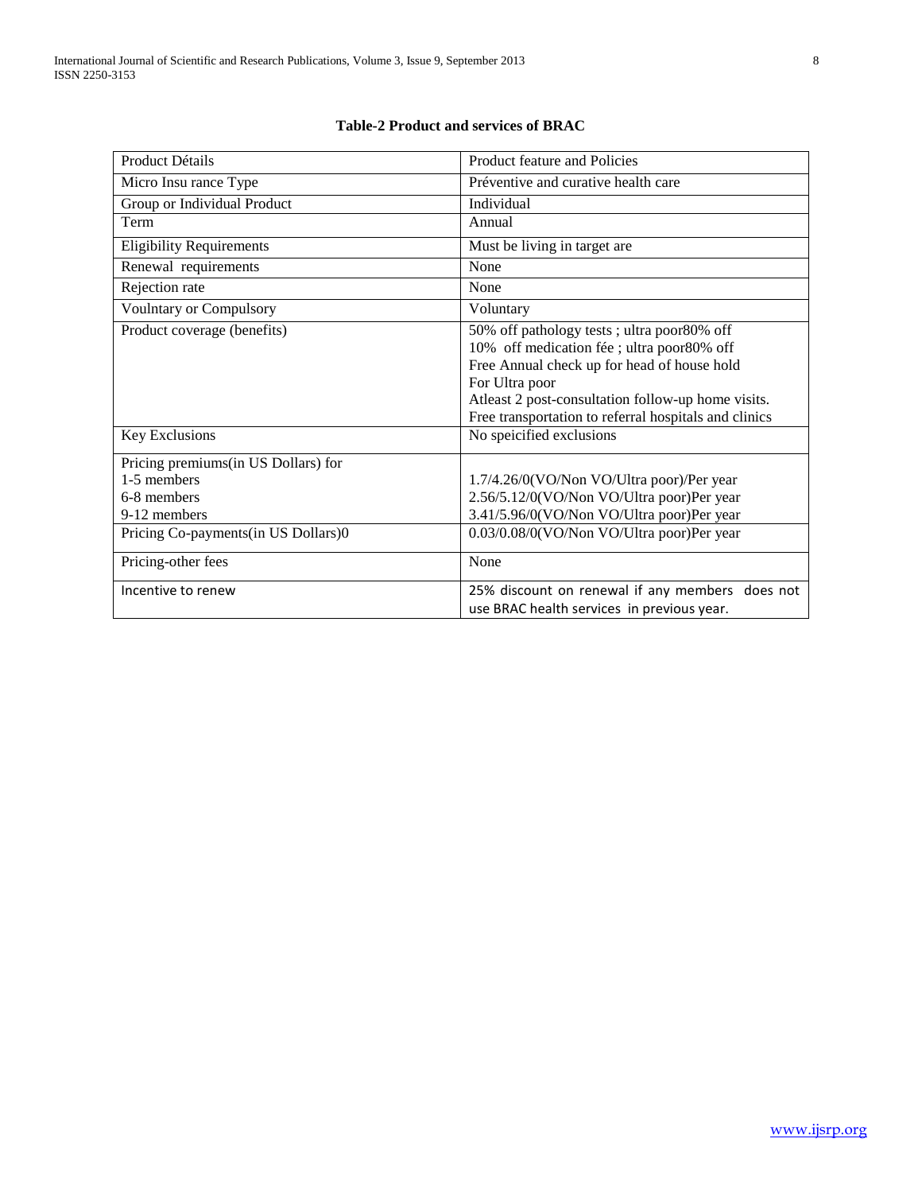**Table-2 Product and services of BRAC**

| Product Détails | Product feature and Policies |
|---|---|
| Micro Insu rance Type | Préventive and curative health care |
| Group or Individual Product | Individual |
| Term | Annual |
| Eligibility Requirements | Must be living in target are |
| Renewal requirements | None |
| Rejection rate | None |
| Voulntary or Compulsory | Voluntary |
| Product coverage (benefits) | 50% off pathology tests ; ultra poor80% off<br>10% off medication fée ; ultra poor80% off<br>Free Annual check up for head of house hold<br>For Ultra poor<br>Atleast 2 post-consultation follow-up home visits.<br>Free transportation to referral hospitals and clinics |
| Key Exclusions | No speicified exclusions |
| Pricing premiums(in US Dollars) for<br>1-5 members<br>6-8 members<br>9-12 members | <br>1.7/4.26/0(VO/Non VO/Ultra poor)/Per year<br>2.56/5.12/0(VO/Non VO/Ultra poor)Per year<br>3.41/5.96/0(VO/Non VO/Ultra poor)Per year |
| Pricing Co-payments(in US Dollars)0 | 0.03/0.08/0(VO/Non VO/Ultra poor)Per year |
| Pricing-other fees | None |
| Incentive to renew | 25% discount on renewal if any members does not use BRAC health services in previous year. |